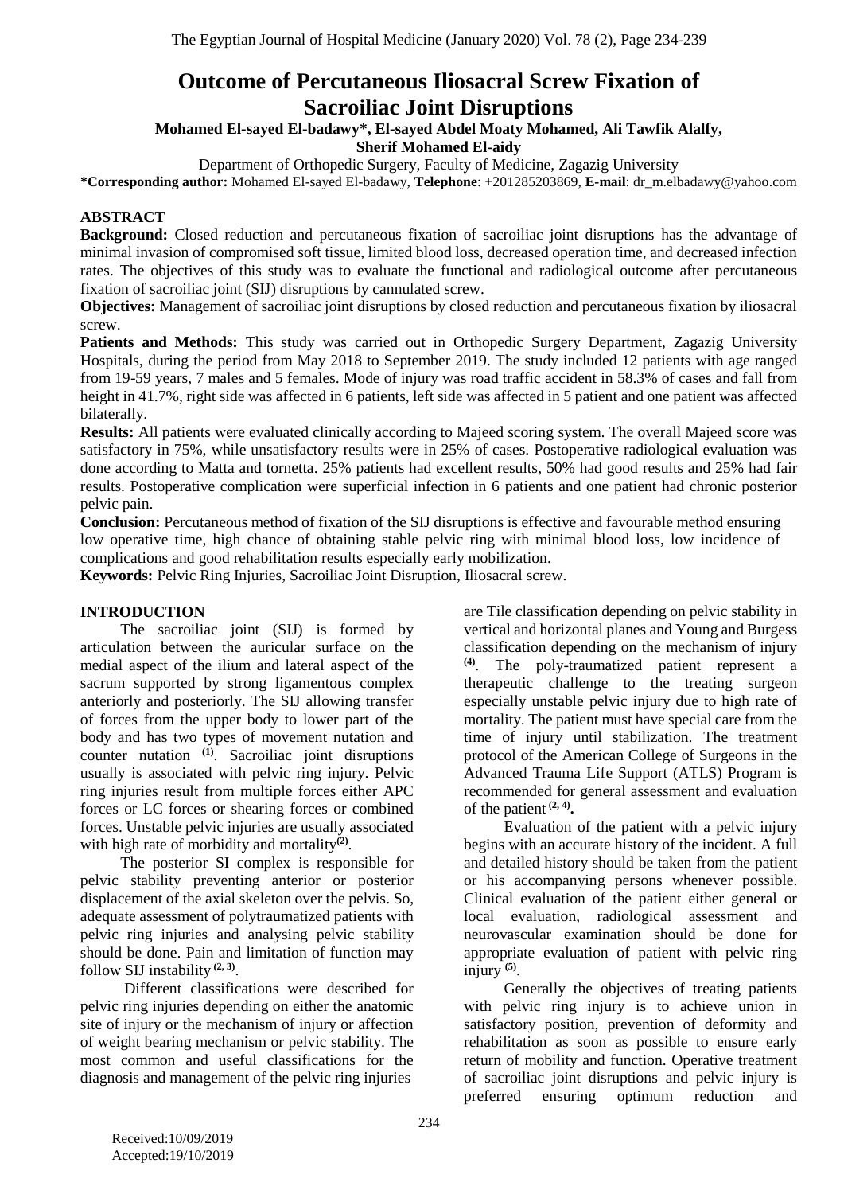# Outcome of Percutaneous Iliosacral Screw Fixation of Sacroiliac Joint Disruptions

**Mohamed El-sayed El-badawy\*, El-sayed Abdel Moaty Mohamed, Ali Tawfik Alalfy, Sherif Mohamed El-aidy**

Department of Orthopedic Surgery, Faculty of Medicine, Zagazig University

**\*Corresponding author:** Mohamed El-sayed El-badawy, **Telephone**: +201285203869, **E-mail**: dr_m.elbadawy@yahoo.com

## ABSTRACT

**Background:** Closed reduction and percutaneous fixation of sacroiliac joint disruptions has the advantage of minimal invasion of compromised soft tissue, limited blood loss, decreased operation time, and decreased infection rates. The objectives of this study was to evaluate the functional and radiological outcome after percutaneous fixation of sacroiliac joint (SIJ) disruptions by cannulated screw.

**Objectives:** Management of sacroiliac joint disruptions by closed reduction and percutaneous fixation by iliosacral screw.

**Patients and Methods:** This study was carried out in Orthopedic Surgery Department, Zagazig University Hospitals, during the period from May 2018 to September 2019. The study included 12 patients with age ranged from 19-59 years, 7 males and 5 females. Mode of injury was road traffic accident in 58.3% of cases and fall from height in 41.7%, right side was affected in 6 patients, left side was affected in 5 patient and one patient was affected bilaterally.

**Results:** All patients were evaluated clinically according to Majeed scoring system. The overall Majeed score was satisfactory in 75%, while unsatisfactory results were in 25% of cases. Postoperative radiological evaluation was done according to Matta and tornetta. 25% patients had excellent results, 50% had good results and 25% had fair results. Postoperative complication were superficial infection in 6 patients and one patient had chronic posterior pelvic pain.

**Conclusion:** Percutaneous method of fixation of the SIJ disruptions is effective and favourable method ensuring low operative time, high chance of obtaining stable pelvic ring with minimal blood loss, low incidence of complications and good rehabilitation results especially early mobilization.

**Keywords:** Pelvic Ring Injuries, Sacroiliac Joint Disruption, Iliosacral screw.

## INTRODUCTION

The sacroiliac joint (SIJ) is formed by articulation between the auricular surface on the medial aspect of the ilium and lateral aspect of the sacrum supported by strong ligamentous complex anteriorly and posteriorly. The SIJ allowing transfer of forces from the upper body to lower part of the body and has two types of movement nutation and counter nutation [1]. Sacroiliac joint disruptions usually is associated with pelvic ring injury. Pelvic ring injuries result from multiple forces either APC forces or LC forces or shearing forces or combined forces. Unstable pelvic injuries are usually associated with high rate of morbidity and mortality[2].

The posterior SI complex is responsible for pelvic stability preventing anterior or posterior displacement of the axial skeleton over the pelvis. So, adequate assessment of polytraumatized patients with pelvic ring injuries and analysing pelvic stability should be done. Pain and limitation of function may follow SIJ instability [2, 3].

Different classifications were described for pelvic ring injuries depending on either the anatomic site of injury or the mechanism of injury or affection of weight bearing mechanism or pelvic stability. The most common and useful classifications for the diagnosis and management of the pelvic ring injuries are Tile classification depending on pelvic stability in vertical and horizontal planes and Young and Burgess classification depending on the mechanism of injury [4]. The poly-traumatized patient represent a therapeutic challenge to the treating surgeon especially unstable pelvic injury due to high rate of mortality. The patient must have special care from the time of injury until stabilization. The treatment protocol of the American College of Surgeons in the Advanced Trauma Life Support (ATLS) Program is recommended for general assessment and evaluation of the patient [2, 4].

Evaluation of the patient with a pelvic injury begins with an accurate history of the incident. A full and detailed history should be taken from the patient or his accompanying persons whenever possible. Clinical evaluation of the patient either general or local evaluation, radiological assessment and neurovascular examination should be done for appropriate evaluation of patient with pelvic ring injury [5].

Generally the objectives of treating patients with pelvic ring injury is to achieve union in satisfactory position, prevention of deformity and rehabilitation as soon as possible to ensure early return of mobility and function. Operative treatment of sacroiliac joint disruptions and pelvic injury is preferred ensuring optimum reduction and

Received:10/09/2019
Accepted:19/10/2019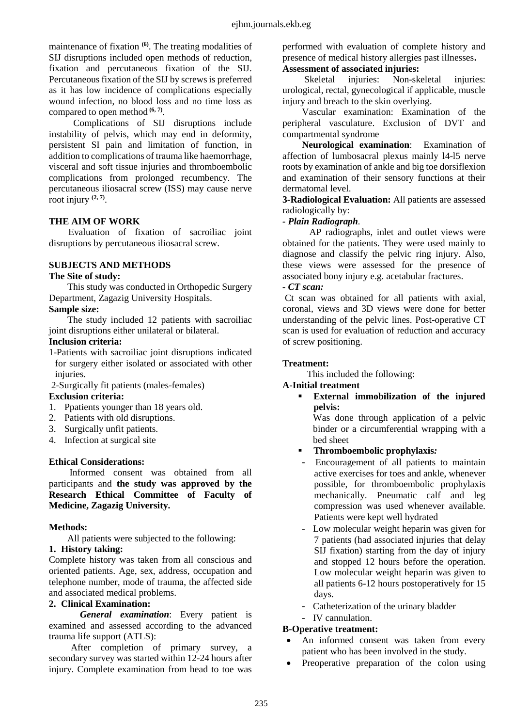maintenance of fixation [6]. The treating modalities of SIJ disruptions included open methods of reduction, fixation and percutaneous fixation of the SIJ. Percutaneous fixation of the SIJ by screws is preferred as it has low incidence of complications especially wound infection, no blood loss and no time loss as compared to open method [6, 7].

Complications of SIJ disruptions include instability of pelvis, which may end in deformity, persistent SI pain and limitation of function, in addition to complications of trauma like haemorrhage, visceral and soft tissue injuries and thromboembolic complications from prolonged recumbency. The percutaneous iliosacral screw (ISS) may cause nerve root injury [2, 7].

**THE AIM OF WORK**

Evaluation of fixation of sacroiliac joint disruptions by percutaneous iliosacral screw.

**SUBJECTS AND METHODS**

**The Site of study:**

This study was conducted in Orthopedic Surgery Department, Zagazig University Hospitals.

**Sample size:**

The study included 12 patients with sacroiliac joint disruptions either unilateral or bilateral.

**Inclusion criteria:**

1-Patients with sacroiliac joint disruptions indicated for surgery either isolated or associated with other injuries.

2-Surgically fit patients (males-females)

**Exclusion criteria:**

1. Ppatients younger than 18 years old.
2. Patients with old disruptions.
3. Surgically unfit patients.
4. Infection at surgical site

**Ethical Considerations:**

Informed consent was obtained from all participants and **the study was approved by the Research Ethical Committee of Faculty of Medicine, Zagazig University.**

**Methods:**

All patients were subjected to the following:

**1. History taking:**

Complete history was taken from all conscious and oriented patients. Age, sex, address, occupation and telephone number, mode of trauma, the affected side and associated medical problems.

**2. Clinical Examination:**

***General examination***: Every patient is examined and assessed according to the advanced trauma life support (ATLS):

After completion of primary survey, a secondary survey was started within 12-24 hours after injury. Complete examination from head to toe was performed with evaluation of complete history and presence of medical history allergies past illnesses**.**

**Assessment of associated injuries:**

Skeletal injuries: Non-skeletal injuries: urological, rectal, gynecological if applicable, muscle injury and breach to the skin overlying.

Vascular examination: Examination of the peripheral vasculature. Exclusion of DVT and compartmental syndrome

**Neurological examination**: Examination of affection of lumbosacral plexus mainly l4-l5 nerve roots by examination of ankle and big toe dorsiflexion and examination of their sensory functions at their dermatomal level.

**3-Radiological Evaluation:** All patients are assessed radiologically by:

**-** ***Plain Radiograph***.

AP radiographs, inlet and outlet views were obtained for the patients. They were used mainly to diagnose and classify the pelvic ring injury. Also, these views were assessed for the presence of associated bony injury e.g. acetabular fractures.

**-** ***CT scan:***

Ct scan was obtained for all patients with axial, coronal, views and 3D views were done for better understanding of the pelvic lines. Post-operative CT scan is used for evaluation of reduction and accuracy of screw positioning.

**Treatment:**

This included the following:

**A-Initial treatment**

- **External immobilization of the injured pelvis:**
  Was done through application of a pelvic binder or a circumferential wrapping with a bed sheet
- **Thromboembolic prophylaxis*:***
  - Encouragement of all patients to maintain active exercises for toes and ankle, whenever possible, for thromboembolic prophylaxis mechanically. Pneumatic calf and leg compression was used whenever available. Patients were kept well hydrated
  - Low molecular weight heparin was given for 7 patients (had associated injuries that delay SIJ fixation) starting from the day of injury and stopped 12 hours before the operation. Low molecular weight heparin was given to all patients 6-12 hours postoperatively for 15 days.
  - Catheterization of the urinary bladder
  - IV cannulation.

**B-Operative treatment:**

- An informed consent was taken from every patient who has been involved in the study.
- Preoperative preparation of the colon using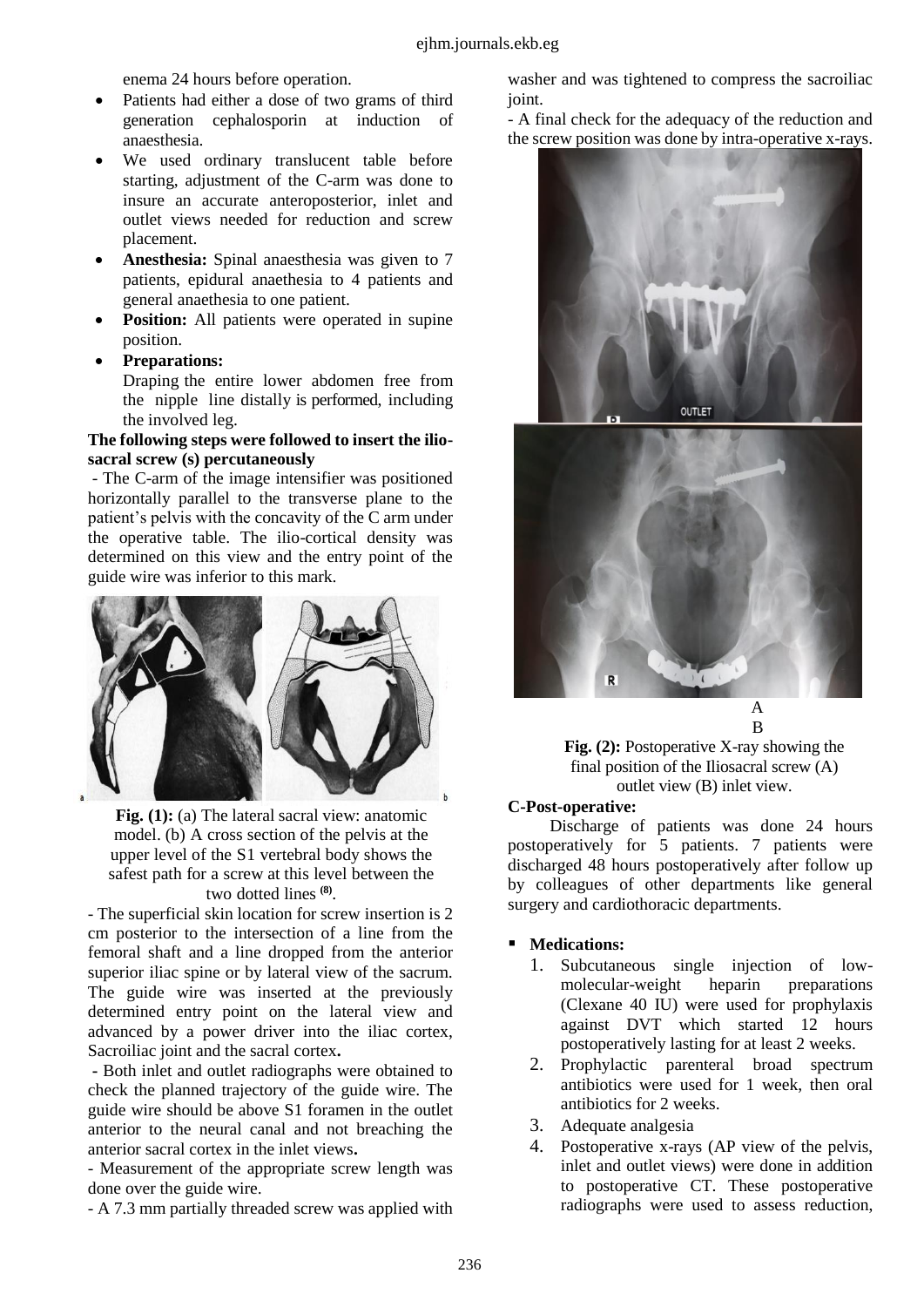enema 24 hours before operation.

- Patients had either a dose of two grams of third generation cephalosporin at induction of anaesthesia.
- We used ordinary translucent table before starting, adjustment of the C-arm was done to insure an accurate anteroposterior, inlet and outlet views needed for reduction and screw placement.
- **Anesthesia:** Spinal anaesthesia was given to 7 patients, epidural anaethesia to 4 patients and general anaethesia to one patient.
- **Position:** All patients were operated in supine position.
- **Preparations:**
  Draping the entire lower abdomen free from the nipple line distally is performed, including the involved leg.

**The following steps were followed to insert the ilio-sacral screw (s) percutaneously**

- The C-arm of the image intensifier was positioned horizontally parallel to the transverse plane to the patient's pelvis with the concavity of the C arm under the operative table. The ilio-cortical density was determined on this view and the entry point of the guide wire was inferior to this mark.

**Fig. (1):** (a) The lateral sacral view: anatomic model. (b) A cross section of the pelvis at the upper level of the S1 vertebral body shows the safest path for a screw at this level between the two dotted lines [(8)].

- The superficial skin location for screw insertion is 2 cm posterior to the intersection of a line from the femoral shaft and a line dropped from the anterior superior iliac spine or by lateral view of the sacrum. The guide wire was inserted at the previously determined entry point on the lateral view and advanced by a power driver into the iliac cortex, Sacroiliac joint and the sacral cortex**.**

**-** Both inlet and outlet radiographs were obtained to check the planned trajectory of the guide wire. The guide wire should be above S1 foramen in the outlet anterior to the neural canal and not breaching the anterior sacral cortex in the inlet views**.**

- Measurement of the appropriate screw length was done over the guide wire.

- A 7.3 mm partially threaded screw was applied with washer and was tightened to compress the sacroiliac joint.

- A final check for the adequacy of the reduction and the screw position was done by intra-operative x-rays.

**Fig. (2):** Postoperative X-ray showing the final position of the Iliosacral screw (A) outlet view (B) inlet view.

**C-Post-operative:**

Discharge of patients was done 24 hours postoperatively for 5 patients. 7 patients were discharged 48 hours postoperatively after follow up by colleagues of other departments like general surgery and cardiothoracic departments.

- **Medications:**
  1. Subcutaneous single injection of low-molecular-weight heparin preparations (Clexane 40 IU) were used for prophylaxis against DVT which started 12 hours postoperatively lasting for at least 2 weeks.
  2. Prophylactic parenteral broad spectrum antibiotics were used for 1 week, then oral antibiotics for 2 weeks.
  3. Adequate analgesia
  4. Postoperative x-rays (AP view of the pelvis, inlet and outlet views) were done in addition to postoperative CT. These postoperative radiographs were used to assess reduction,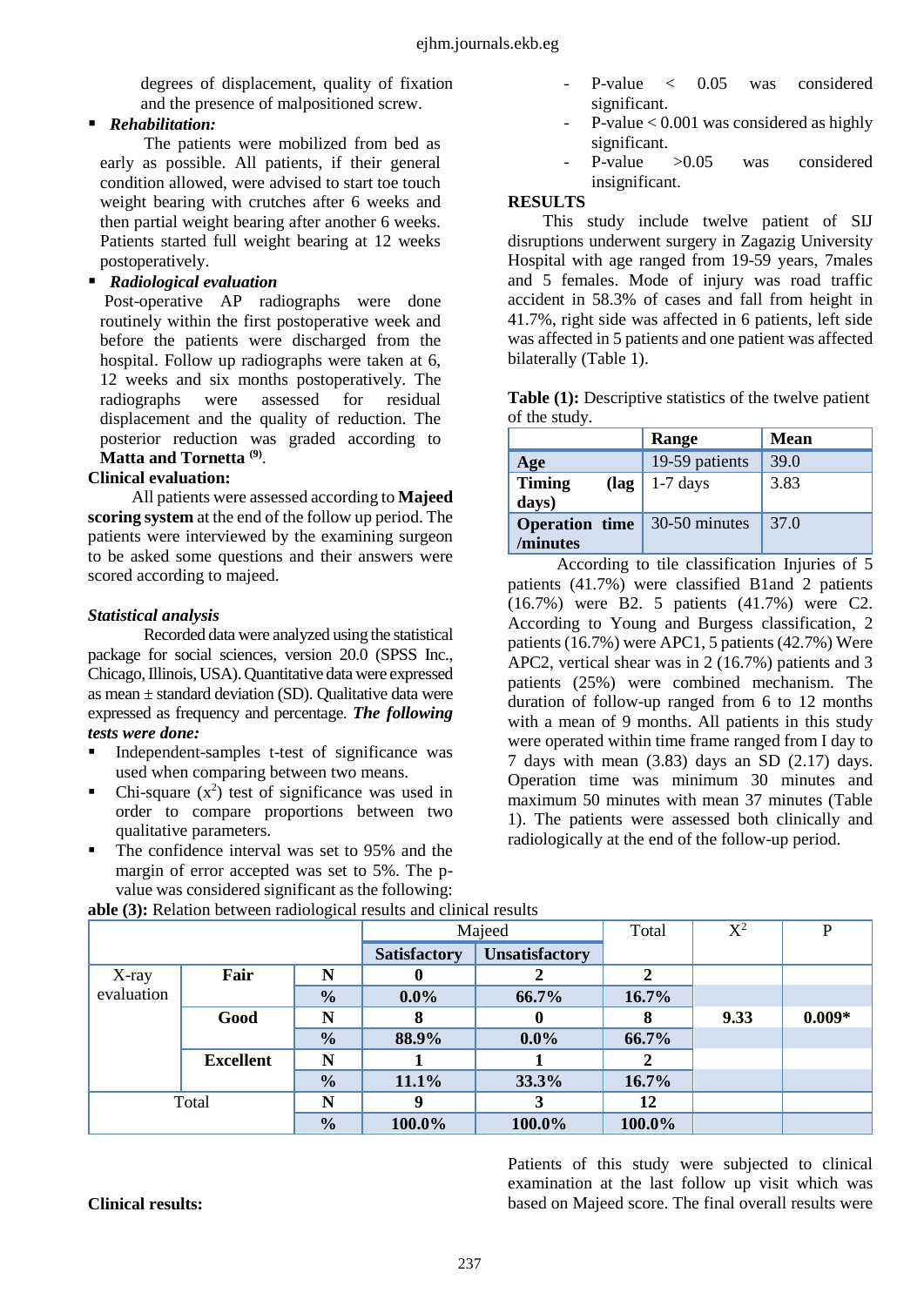degrees of displacement, quality of fixation and the presence of malpositioned screw.

- ***Rehabilitation:***

The patients were mobilized from bed as early as possible. All patients, if their general condition allowed, were advised to start toe touch weight bearing with crutches after 6 weeks and then partial weight bearing after another 6 weeks. Patients started full weight bearing at 12 weeks postoperatively.

- ***Radiological evaluation***

Post-operative AP radiographs were done routinely within the first postoperative week and before the patients were discharged from the hospital. Follow up radiographs were taken at 6, 12 weeks and six months postoperatively. The radiographs were assessed for residual displacement and the quality of reduction. The posterior reduction was graded according to **Matta and Tornetta** [9].

**Clinical evaluation:**

All patients were assessed according to **Majeed scoring system** at the end of the follow up period. The patients were interviewed by the examining surgeon to be asked some questions and their answers were scored according to majeed.

***Statistical analysis***

Recorded data were analyzed using the statistical package for social sciences, version 20.0 (SPSS Inc., Chicago, Illinois, USA). Quantitative data were expressed as mean ± standard deviation (SD). Qualitative data were expressed as frequency and percentage. ***The following tests were done:***

- Independent-samples t-test of significance was used when comparing between two means.
- Chi-square ($x^2$) test of significance was used in order to compare proportions between two qualitative parameters.
- The confidence interval was set to 95% and the margin of error accepted was set to 5%. The p-value was considered significant as the following:
  - P-value < 0.05 was considered significant.
  - P-value < 0.001 was considered as highly significant.
  - P-value >0.05 was considered insignificant.

**RESULTS**

This study include twelve patient of SIJ disruptions underwent surgery in Zagazig University Hospital with age ranged from 19-59 years, 7males and 5 females. Mode of injury was road traffic accident in 58.3% of cases and fall from height in 41.7%, right side was affected in 6 patients, left side was affected in 5 patients and one patient was affected bilaterally (Table 1).

**Table (1):** Descriptive statistics of the twelve patient of the study.

| | Range | Mean |
|---|---|---|
| **Age** | 19-59 patients | 39.0 |
| **Timing (lag days)** | 1-7 days | 3.83 |
| **Operation time /minutes** | 30-50 minutes | 37.0 |

According to tile classification Injuries of 5 patients (41.7%) were classified B1and 2 patients (16.7%) were B2. 5 patients (41.7%) were C2. According to Young and Burgess classification, 2 patients (16.7%) were APC1, 5 patients (42.7%) Were APC2, vertical shear was in 2 (16.7%) patients and 3 patients (25%) were combined mechanism. The duration of follow-up ranged from 6 to 12 months with a mean of 9 months. All patients in this study were operated within time frame ranged from I day to 7 days with mean (3.83) days an SD (2.17) days. Operation time was minimum 30 minutes and maximum 50 minutes with mean 37 minutes (Table 1). The patients were assessed both clinically and radiologically at the end of the follow-up period.

**able (3):** Relation between radiological results and clinical results

| | | | Majeed | | Total | $X^2$ | P |
|---|---|---|---|---|---|---|---|
| | | | **Satisfactory** | **Unsatisfactory** | | | |
| X-ray evaluation | **Fair** | **N** | **0** | **2** | **2** | | |
| | | **%** | **0.0%** | **66.7%** | **16.7%** | | |
| | **Good** | **N** | **8** | **0** | **8** | **9.33** | **0.009*** |
| | | **%** | **88.9%** | **0.0%** | **66.7%** | | |
| | **Excellent** | **N** | **1** | **1** | **2** | | |
| | | **%** | **11.1%** | **33.3%** | **16.7%** | | |
| Total | | **N** | **9** | **3** | **12** | | |
| | | **%** | **100.0%** | **100.0%** | **100.0%** | | |

**Clinical results:**

Patients of this study were subjected to clinical examination at the last follow up visit which was based on Majeed score. The final overall results were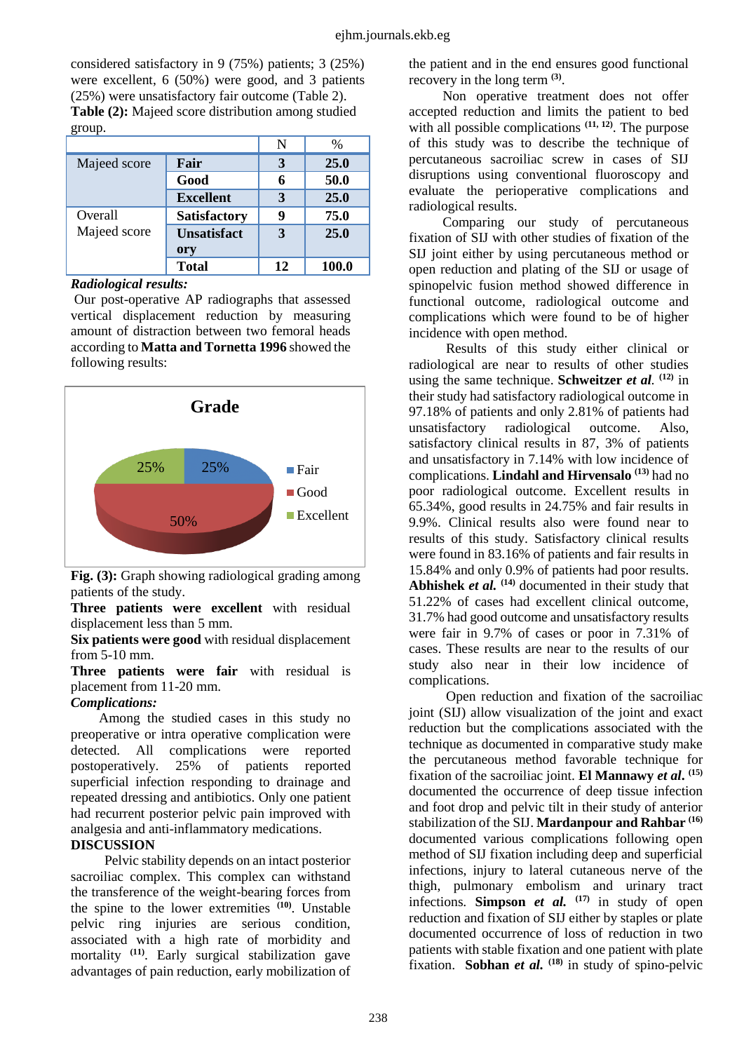considered satisfactory in 9 (75%) patients; 3 (25%) were excellent, 6 (50%) were good, and 3 patients (25%) were unsatisfactory fair outcome (Table 2).

**Table (2):** Majeed score distribution among studied group.

| | | N | % |
|---|---|---|---|
| Majeed score | **Fair** | **3** | **25.0** |
| | **Good** | **6** | **50.0** |
| | **Excellent** | **3** | **25.0** |
| Overall Majeed score | **Satisfactory** | **9** | **75.0** |
| | **Unsatisfactory** | **3** | **25.0** |
| | **Total** | **12** | **100.0** |

***Radiological results:***

Our post-operative AP radiographs that assessed vertical displacement reduction by measuring amount of distraction between two femoral heads according to **Matta and Tornetta 1996** showed the following results:

Grade

25% 25% 50%

Fair Good Excellent

**Fig. (3):** Graph showing radiological grading among patients of the study.

**Three patients were excellent** with residual displacement less than 5 mm.

**Six patients were good** with residual displacement from 5-10 mm.

**Three patients were fair** with residual is placement from 11-20 mm.

***Complications:***

Among the studied cases in this study no preoperative or intra operative complication were detected. All complications were reported postoperatively. 25% of patients reported superficial infection responding to drainage and repeated dressing and antibiotics. Only one patient had recurrent posterior pelvic pain improved with analgesia and anti-inflammatory medications.

## DISCUSSION

Pelvic stability depends on an intact posterior sacroiliac complex. This complex can withstand the transference of the weight-bearing forces from the spine to the lower extremities [10]. Unstable pelvic ring injuries are serious condition, associated with a high rate of morbidity and mortality [11]. Early surgical stabilization gave advantages of pain reduction, early mobilization of the patient and in the end ensures good functional recovery in the long term [3].

Non operative treatment does not offer accepted reduction and limits the patient to bed with all possible complications [11, 12]. The purpose of this study was to describe the technique of percutaneous sacroiliac screw in cases of SIJ disruptions using conventional fluoroscopy and evaluate the perioperative complications and radiological results.

Comparing our study of percutaneous fixation of SIJ with other studies of fixation of the SIJ joint either by using percutaneous method or open reduction and plating of the SIJ or usage of spinopelvic fusion method showed difference in functional outcome, radiological outcome and complications which were found to be of higher incidence with open method.

Results of this study either clinical or radiological are near to results of other studies using the same technique. **Schweitzer *et al.*** [12] in their study had satisfactory radiological outcome in 97.18% of patients and only 2.81% of patients had unsatisfactory radiological outcome. Also, satisfactory clinical results in 87, 3% of patients and unsatisfactory in 7.14% with low incidence of complications. **Lindahl and Hirvensalo** [13] had no poor radiological outcome. Excellent results in 65.34%, good results in 24.75% and fair results in 9.9%. Clinical results also were found near to results of this study. Satisfactory clinical results were found in 83.16% of patients and fair results in 15.84% and only 0.9% of patients had poor results. **Abhishek *et al.*** [14] documented in their study that 51.22% of cases had excellent clinical outcome, 31.7% had good outcome and unsatisfactory results were fair in 9.7% of cases or poor in 7.31% of cases. These results are near to the results of our study also near in their low incidence of complications.

Open reduction and fixation of the sacroiliac joint (SIJ) allow visualization of the joint and exact reduction but the complications associated with the technique as documented in comparative study make the percutaneous method favorable technique for fixation of the sacroiliac joint. **El Mannawy *et al.*** [15] documented the occurrence of deep tissue infection and foot drop and pelvic tilt in their study of anterior stabilization of the SIJ. **Mardanpour and Rahbar** [16] documented various complications following open method of SIJ fixation including deep and superficial infections, injury to lateral cutaneous nerve of the thigh, pulmonary embolism and urinary tract infections. **Simpson *et al.*** [17] in study of open reduction and fixation of SIJ either by staples or plate documented occurrence of loss of reduction in two patients with stable fixation and one patient with plate fixation. **Sobhan *et al.*** [18] in study of spino-pelvic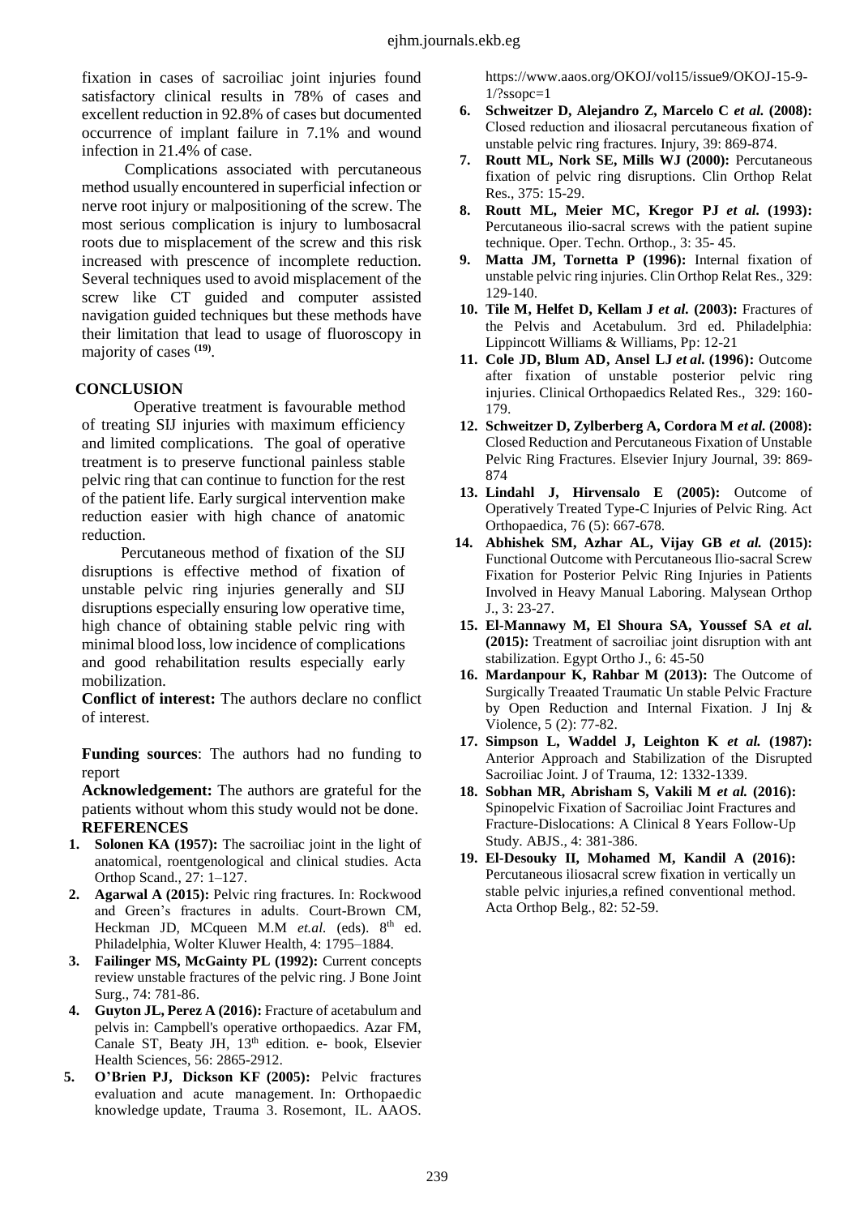fixation in cases of sacroiliac joint injuries found satisfactory clinical results in 78% of cases and excellent reduction in 92.8% of cases but documented occurrence of implant failure in 7.1% and wound infection in 21.4% of case.

Complications associated with percutaneous method usually encountered in superficial infection or nerve root injury or malpositioning of the screw. The most serious complication is injury to lumbosacral roots due to misplacement of the screw and this risk increased with prescence of incomplete reduction. Several techniques used to avoid misplacement of the screw like CT guided and computer assisted navigation guided techniques but these methods have their limitation that lead to usage of fluoroscopy in majority of cases [19].

## CONCLUSION

Operative treatment is favourable method of treating SIJ injuries with maximum efficiency and limited complications. The goal of operative treatment is to preserve functional painless stable pelvic ring that can continue to function for the rest of the patient life. Early surgical intervention make reduction easier with high chance of anatomic reduction.

Percutaneous method of fixation of the SIJ disruptions is effective method of fixation of unstable pelvic ring injuries generally and SIJ disruptions especially ensuring low operative time, high chance of obtaining stable pelvic ring with minimal blood loss, low incidence of complications and good rehabilitation results especially early mobilization.

**Conflict of interest:** The authors declare no conflict of interest.

**Funding sources**: The authors had no funding to report

**Acknowledgement:** The authors are grateful for the patients without whom this study would not be done.

## REFERENCES

1. **Solonen KA (1957):** The sacroiliac joint in the light of anatomical, roentgenological and clinical studies. Acta Orthop Scand., 27: 1–127.
2. **Agarwal A (2015):** Pelvic ring fractures. In: Rockwood and Green's fractures in adults. Court-Brown CM, Heckman JD, MCqueen M.M *et.al.* (eds). 8th ed. Philadelphia, Wolter Kluwer Health, 4: 1795–1884.
3. **Failinger MS, McGainty PL (1992):** Current concepts review unstable fractures of the pelvic ring. J Bone Joint Surg., 74: 781-86.
4. **Guyton JL, Perez A (2016):** Fracture of acetabulum and pelvis in: Campbell's operative orthopaedics. Azar FM, Canale ST, Beaty JH, 13th edition. e- book, Elsevier Health Sciences, 56: 2865-2912.
5. **O'Brien PJ, Dickson KF (2005):** Pelvic fractures evaluation and acute management. In: Orthopaedic knowledge update, Trauma 3. Rosemont, IL. AAOS. https://www.aaos.org/OKOJ/vol15/issue9/OKOJ-15-9-1/?ssopc=1
6. **Schweitzer D, Alejandro Z, Marcelo C *et al.* (2008):** Closed reduction and iliosacral percutaneous fixation of unstable pelvic ring fractures. Injury, 39: 869-874.
7. **Routt ML, Nork SE, Mills WJ (2000):** Percutaneous fixation of pelvic ring disruptions. Clin Orthop Relat Res., 375: 15-29.
8. **Routt ML, Meier MC, Kregor PJ *et al.* (1993):** Percutaneous ilio-sacral screws with the patient supine technique. Oper. Techn. Orthop., 3: 35- 45.
9. **Matta JM, Tornetta P (1996):** Internal fixation of unstable pelvic ring injuries. Clin Orthop Relat Res., 329: 129-140.
10. **Tile M, Helfet D, Kellam J *et al.* (2003):** Fractures of the Pelvis and Acetabulum. 3rd ed. Philadelphia: Lippincott Williams & Williams, Pp: 12-21
11. **Cole JD, Blum AD, Ansel LJ *et al.* (1996):** Outcome after fixation of unstable posterior pelvic ring injuries. Clinical Orthopaedics Related Res., 329: 160-179.
12. **Schweitzer D, Zylberberg A, Cordora M *et al.* (2008):** Closed Reduction and Percutaneous Fixation of Unstable Pelvic Ring Fractures. Elsevier Injury Journal, 39: 869-874
13. **Lindahl J, Hirvensalo E (2005):** Outcome of Operatively Treated Type-C Injuries of Pelvic Ring. Act Orthopaedica, 76 (5): 667-678.
14. **Abhishek SM, Azhar AL, Vijay GB *et al.* (2015):** Functional Outcome with Percutaneous Ilio-sacral Screw Fixation for Posterior Pelvic Ring Injuries in Patients Involved in Heavy Manual Laboring. Malysean Orthop J., 3: 23-27.
15. **El-Mannawy M, El Shoura SA, Youssef SA *et al.* (2015):** Treatment of sacroiliac joint disruption with ant stabilization. Egypt Ortho J., 6: 45-50
16. **Mardanpour K, Rahbar M (2013):** The Outcome of Surgically Treaated Traumatic Un stable Pelvic Fracture by Open Reduction and Internal Fixation. J Inj & Violence, 5 (2): 77-82.
17. **Simpson L, Waddel J, Leighton K *et al.* (1987):** Anterior Approach and Stabilization of the Disrupted Sacroiliac Joint. J of Trauma, 12: 1332-1339.
18. **Sobhan MR, Abrisham S, Vakili M *et al.* (2016):** Spinopelvic Fixation of Sacroiliac Joint Fractures and Fracture-Dislocations: A Clinical 8 Years Follow-Up Study. ABJS., 4: 381-386.
19. **El-Desouky II, Mohamed M, Kandil A (2016):** Percutaneous iliosacral screw fixation in vertically un stable pelvic injuries,a refined conventional method. Acta Orthop Belg., 82: 52-59.